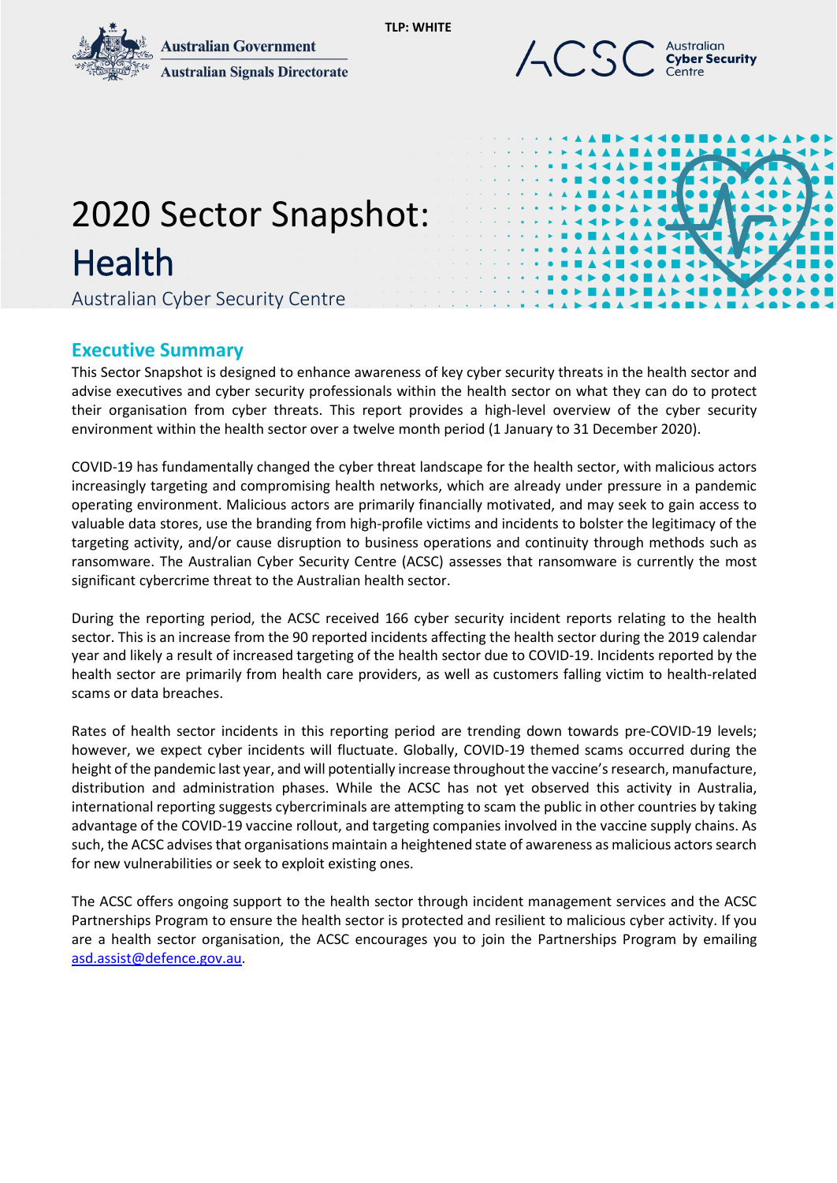TLP: WHITE

# 2020 Sector Snapshot: Health

Australian Cyber Security Centre

## Executive Summary

This Sector Snapshot is designed to enhance awareness of key cyber security threats in the health sector and advise executives and cyber security professionals within the health sector on what they can do to protect their organisation from cyber threats. This report provides a high-level overview of the cyber security environment within the health sector over a twelve month period (1 January to 31 December 2020).

COVID-19 has fundamentally changed the cyber threat landscape for the health sector, with malicious actors increasingly targeting and compromising health networks, which are already under pressure in a pandemic operating environment. Malicious actors are primarily financially motivated, and may seek to gain access to valuable data stores, use the branding from high-profile victims and incidents to bolster the legitimacy of the targeting activity, and/or cause disruption to business operations and continuity through methods such as ransomware. The Australian Cyber Security Centre (ACSC) assesses that ransomware is currently the most significant cybercrime threat to the Australian health sector.

During the reporting period, the ACSC received 166 cyber security incident reports relating to the health sector. This is an increase from the 90 reported incidents affecting the health sector during the 2019 calendar year and likely a result of increased targeting of the health sector due to COVID-19. Incidents reported by the health sector are primarily from health care providers, as well as customers falling victim to health-related scams or data breaches.

Rates of health sector incidents in this reporting period are trending down towards pre-COVID-19 levels; however, we expect cyber incidents will fluctuate. Globally, COVID-19 themed scams occurred during the height of the pandemic last year, and will potentially increase throughout the vaccine's research, manufacture, distribution and administration phases. While the ACSC has not yet observed this activity in Australia, international reporting suggests cybercriminals are attempting to scam the public in other countries by taking advantage of the COVID-19 vaccine rollout, and targeting companies involved in the vaccine supply chains. As such, the ACSC advises that organisations maintain a heightened state of awareness as malicious actors search for new vulnerabilities or seek to exploit existing ones.

The ACSC offers ongoing support to the health sector through incident management services and the ACSC Partnerships Program to ensure the health sector is protected and resilient to malicious cyber activity. If you are a health sector organisation, the ACSC encourages you to join the Partnerships Program by emailing asd.assist@defence.gov.au.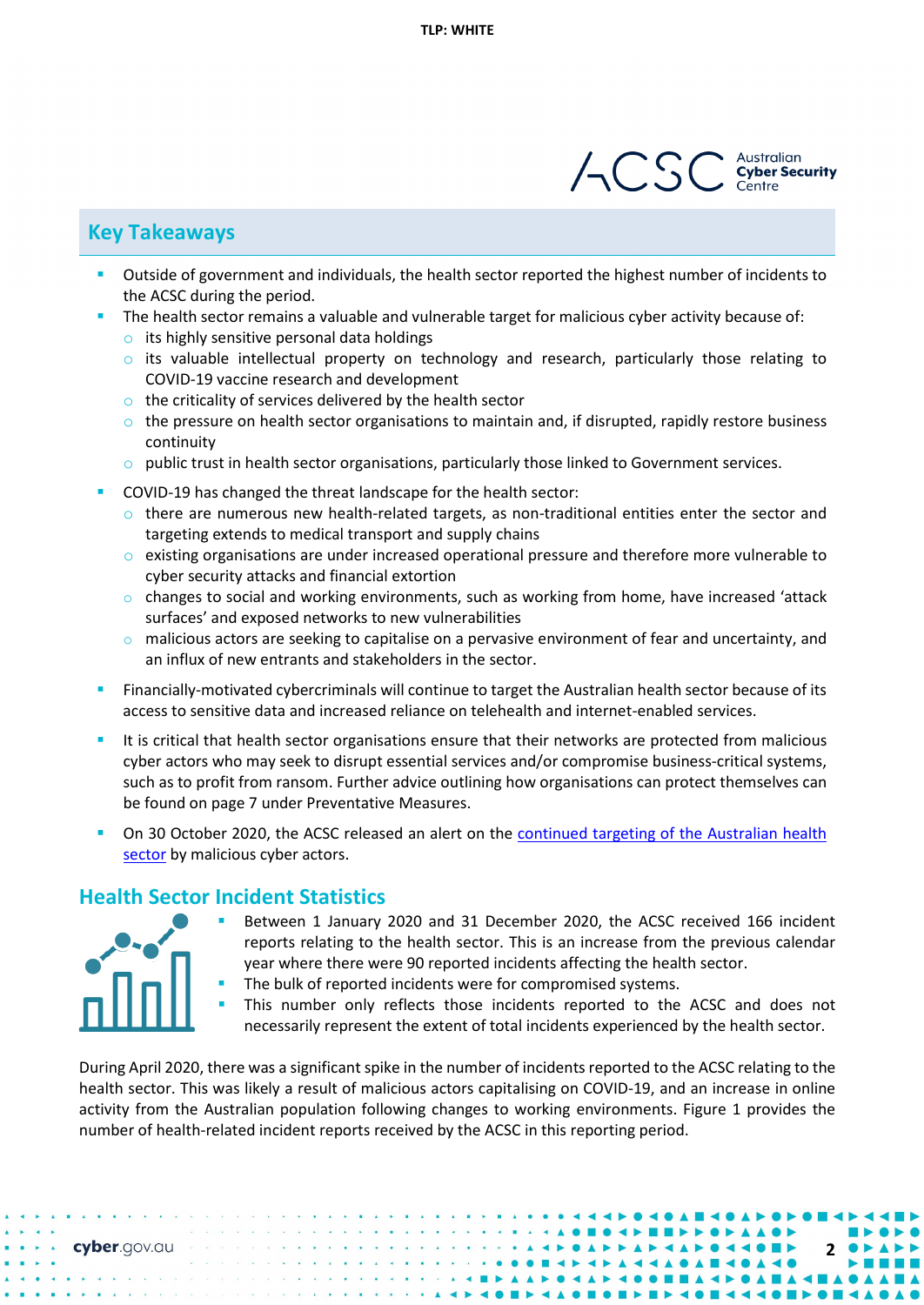## Key Takeaways

- Outside of government and individuals, the health sector reported the highest number of incidents to the ACSC during the period.
- The health sector remains a valuable and vulnerable target for malicious cyber activity because of:
  - its highly sensitive personal data holdings
  - its valuable intellectual property on technology and research, particularly those relating to COVID-19 vaccine research and development
  - the criticality of services delivered by the health sector
  - the pressure on health sector organisations to maintain and, if disrupted, rapidly restore business continuity
  - public trust in health sector organisations, particularly those linked to Government services.
- COVID-19 has changed the threat landscape for the health sector:
  - there are numerous new health-related targets, as non-traditional entities enter the sector and targeting extends to medical transport and supply chains
  - existing organisations are under increased operational pressure and therefore more vulnerable to cyber security attacks and financial extortion
  - changes to social and working environments, such as working from home, have increased 'attack surfaces' and exposed networks to new vulnerabilities
  - malicious actors are seeking to capitalise on a pervasive environment of fear and uncertainty, and an influx of new entrants and stakeholders in the sector.
- Financially-motivated cybercriminals will continue to target the Australian health sector because of its access to sensitive data and increased reliance on telehealth and internet-enabled services.
- It is critical that health sector organisations ensure that their networks are protected from malicious cyber actors who may seek to disrupt essential services and/or compromise business-critical systems, such as to profit from ransom. Further advice outlining how organisations can protect themselves can be found on page 7 under Preventative Measures.
- On 30 October 2020, the ACSC released an alert on the continued targeting of the Australian health sector by malicious cyber actors.

## Health Sector Incident Statistics

- Between 1 January 2020 and 31 December 2020, the ACSC received 166 incident reports relating to the health sector. This is an increase from the previous calendar year where there were 90 reported incidents affecting the health sector.
- The bulk of reported incidents were for compromised systems.
- This number only reflects those incidents reported to the ACSC and does not necessarily represent the extent of total incidents experienced by the health sector.

During April 2020, there was a significant spike in the number of incidents reported to the ACSC relating to the health sector. This was likely a result of malicious actors capitalising on COVID-19, and an increase in online activity from the Australian population following changes to working environments. Figure 1 provides the number of health-related incident reports received by the ACSC in this reporting period.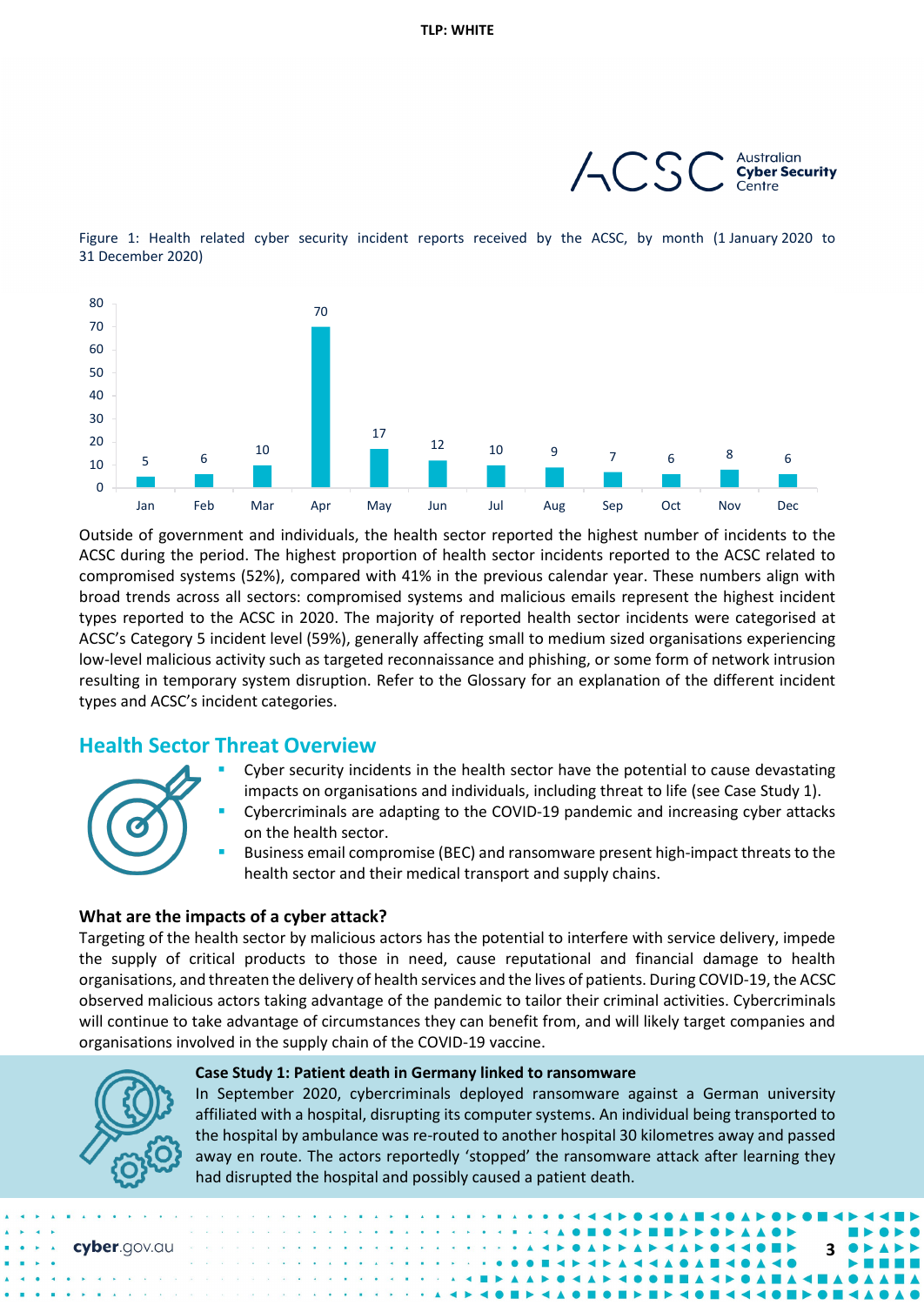Figure 1: Health related cyber security incident reports received by the ACSC, by month (1 January 2020 to 31 December 2020)

| Month | Reports |
|---|---|
| Jan | 5 |
| Feb | 6 |
| Mar | 10 |
| Apr | 70 |
| May | 17 |
| Jun | 12 |
| Jul | 10 |
| Aug | 9 |
| Sep | 7 |
| Oct | 6 |
| Nov | 8 |
| Dec | 6 |

Outside of government and individuals, the health sector reported the highest number of incidents to the ACSC during the period. The highest proportion of health sector incidents reported to the ACSC related to compromised systems (52%), compared with 41% in the previous calendar year. These numbers align with broad trends across all sectors: compromised systems and malicious emails represent the highest incident types reported to the ACSC in 2020. The majority of reported health sector incidents were categorised at ACSC's Category 5 incident level (59%), generally affecting small to medium sized organisations experiencing low-level malicious activity such as targeted reconnaissance and phishing, or some form of network intrusion resulting in temporary system disruption. Refer to the Glossary for an explanation of the different incident types and ACSC's incident categories.

## Health Sector Threat Overview

- Cyber security incidents in the health sector have the potential to cause devastating impacts on organisations and individuals, including threat to life (see Case Study 1).
- Cybercriminals are adapting to the COVID-19 pandemic and increasing cyber attacks on the health sector.
- Business email compromise (BEC) and ransomware present high-impact threats to the health sector and their medical transport and supply chains.

### What are the impacts of a cyber attack?

Targeting of the health sector by malicious actors has the potential to interfere with service delivery, impede the supply of critical products to those in need, cause reputational and financial damage to health organisations, and threaten the delivery of health services and the lives of patients. During COVID-19, the ACSC observed malicious actors taking advantage of the pandemic to tailor their criminal activities. Cybercriminals will continue to take advantage of circumstances they can benefit from, and will likely target companies and organisations involved in the supply chain of the COVID-19 vaccine.

**Case Study 1: Patient death in Germany linked to ransomware**

In September 2020, cybercriminals deployed ransomware against a German university affiliated with a hospital, disrupting its computer systems. An individual being transported to the hospital by ambulance was re-routed to another hospital 30 kilometres away and passed away en route. The actors reportedly 'stopped' the ransomware attack after learning they had disrupted the hospital and possibly caused a patient death.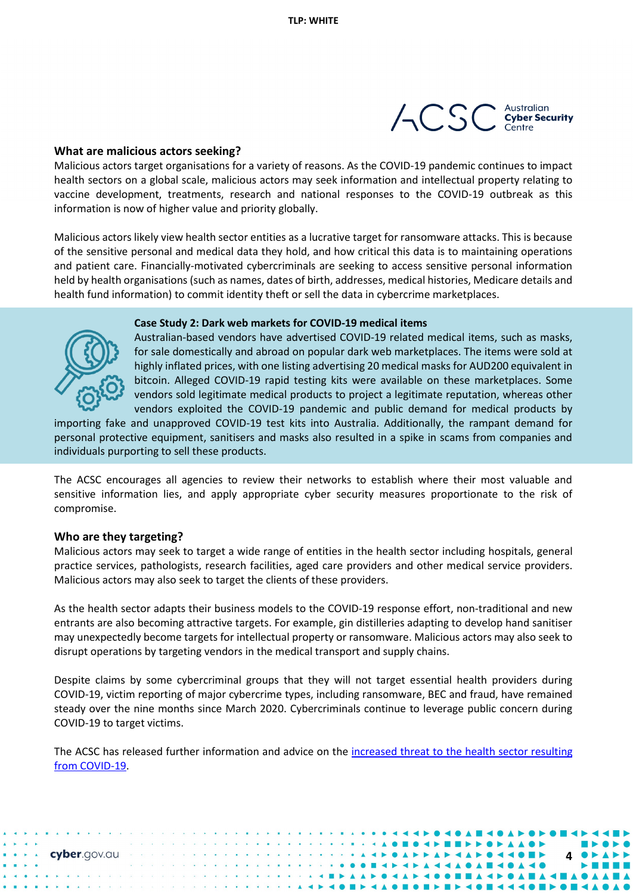### What are malicious actors seeking?

Malicious actors target organisations for a variety of reasons. As the COVID-19 pandemic continues to impact health sectors on a global scale, malicious actors may seek information and intellectual property relating to vaccine development, treatments, research and national responses to the COVID-19 outbreak as this information is now of higher value and priority globally.

Malicious actors likely view health sector entities as a lucrative target for ransomware attacks. This is because of the sensitive personal and medical data they hold, and how critical this data is to maintaining operations and patient care. Financially-motivated cybercriminals are seeking to access sensitive personal information held by health organisations (such as names, dates of birth, addresses, medical histories, Medicare details and health fund information) to commit identity theft or sell the data in cybercrime marketplaces.

**Case Study 2: Dark web markets for COVID-19 medical items**

Australian-based vendors have advertised COVID-19 related medical items, such as masks, for sale domestically and abroad on popular dark web marketplaces. The items were sold at highly inflated prices, with one listing advertising 20 medical masks for AUD200 equivalent in bitcoin. Alleged COVID-19 rapid testing kits were available on these marketplaces. Some vendors sold legitimate medical products to project a legitimate reputation, whereas other vendors exploited the COVID-19 pandemic and public demand for medical products by importing fake and unapproved COVID-19 test kits into Australia. Additionally, the rampant demand for personal protective equipment, sanitisers and masks also resulted in a spike in scams from companies and individuals purporting to sell these products.

The ACSC encourages all agencies to review their networks to establish where their most valuable and sensitive information lies, and apply appropriate cyber security measures proportionate to the risk of compromise.

### Who are they targeting?

Malicious actors may seek to target a wide range of entities in the health sector including hospitals, general practice services, pathologists, research facilities, aged care providers and other medical service providers. Malicious actors may also seek to target the clients of these providers.

As the health sector adapts their business models to the COVID-19 response effort, non-traditional and new entrants are also becoming attractive targets. For example, gin distilleries adapting to develop hand sanitiser may unexpectedly become targets for intellectual property or ransomware. Malicious actors may also seek to disrupt operations by targeting vendors in the medical transport and supply chains.

Despite claims by some cybercriminal groups that they will not target essential health providers during COVID-19, victim reporting of major cybercrime types, including ransomware, BEC and fraud, have remained steady over the nine months since March 2020. Cybercriminals continue to leverage public concern during COVID-19 to target victims.

The ACSC has released further information and advice on the increased threat to the health sector resulting from COVID-19.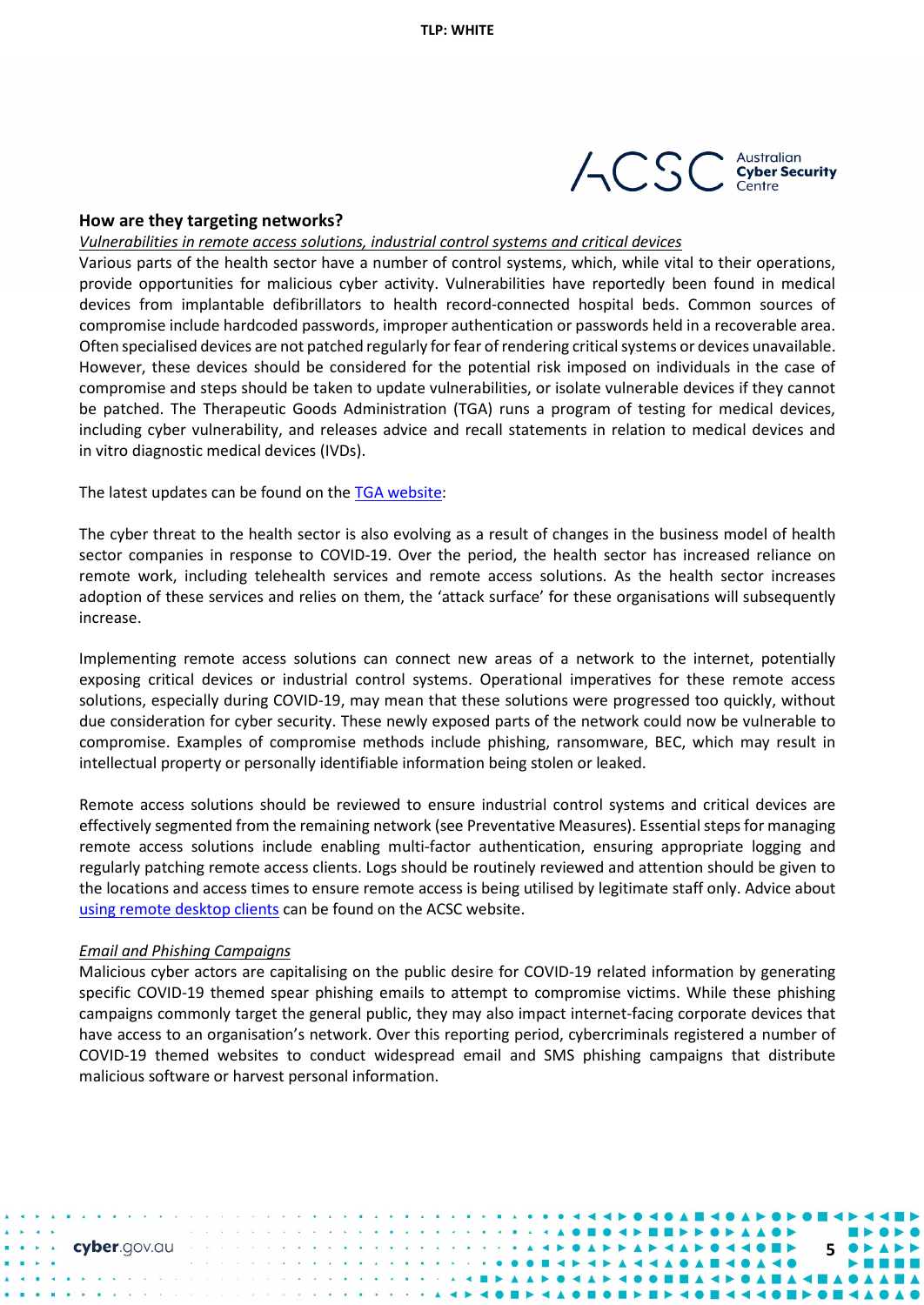### How are they targeting networks?

*Vulnerabilities in remote access solutions, industrial control systems and critical devices*

Various parts of the health sector have a number of control systems, which, while vital to their operations, provide opportunities for malicious cyber activity. Vulnerabilities have reportedly been found in medical devices from implantable defibrillators to health record-connected hospital beds. Common sources of compromise include hardcoded passwords, improper authentication or passwords held in a recoverable area. Often specialised devices are not patched regularly for fear of rendering critical systems or devices unavailable. However, these devices should be considered for the potential risk imposed on individuals in the case of compromise and steps should be taken to update vulnerabilities, or isolate vulnerable devices if they cannot be patched. The Therapeutic Goods Administration (TGA) runs a program of testing for medical devices, including cyber vulnerability, and releases advice and recall statements in relation to medical devices and in vitro diagnostic medical devices (IVDs).

The latest updates can be found on the TGA website:

The cyber threat to the health sector is also evolving as a result of changes in the business model of health sector companies in response to COVID-19. Over the period, the health sector has increased reliance on remote work, including telehealth services and remote access solutions. As the health sector increases adoption of these services and relies on them, the 'attack surface' for these organisations will subsequently increase.

Implementing remote access solutions can connect new areas of a network to the internet, potentially exposing critical devices or industrial control systems. Operational imperatives for these remote access solutions, especially during COVID-19, may mean that these solutions were progressed too quickly, without due consideration for cyber security. These newly exposed parts of the network could now be vulnerable to compromise. Examples of compromise methods include phishing, ransomware, BEC, which may result in intellectual property or personally identifiable information being stolen or leaked.

Remote access solutions should be reviewed to ensure industrial control systems and critical devices are effectively segmented from the remaining network (see Preventative Measures). Essential steps for managing remote access solutions include enabling multi-factor authentication, ensuring appropriate logging and regularly patching remote access clients. Logs should be routinely reviewed and attention should be given to the locations and access times to ensure remote access is being utilised by legitimate staff only. Advice about using remote desktop clients can be found on the ACSC website.

*Email and Phishing Campaigns*

Malicious cyber actors are capitalising on the public desire for COVID-19 related information by generating specific COVID-19 themed spear phishing emails to attempt to compromise victims. While these phishing campaigns commonly target the general public, they may also impact internet-facing corporate devices that have access to an organisation's network. Over this reporting period, cybercriminals registered a number of COVID-19 themed websites to conduct widespread email and SMS phishing campaigns that distribute malicious software or harvest personal information.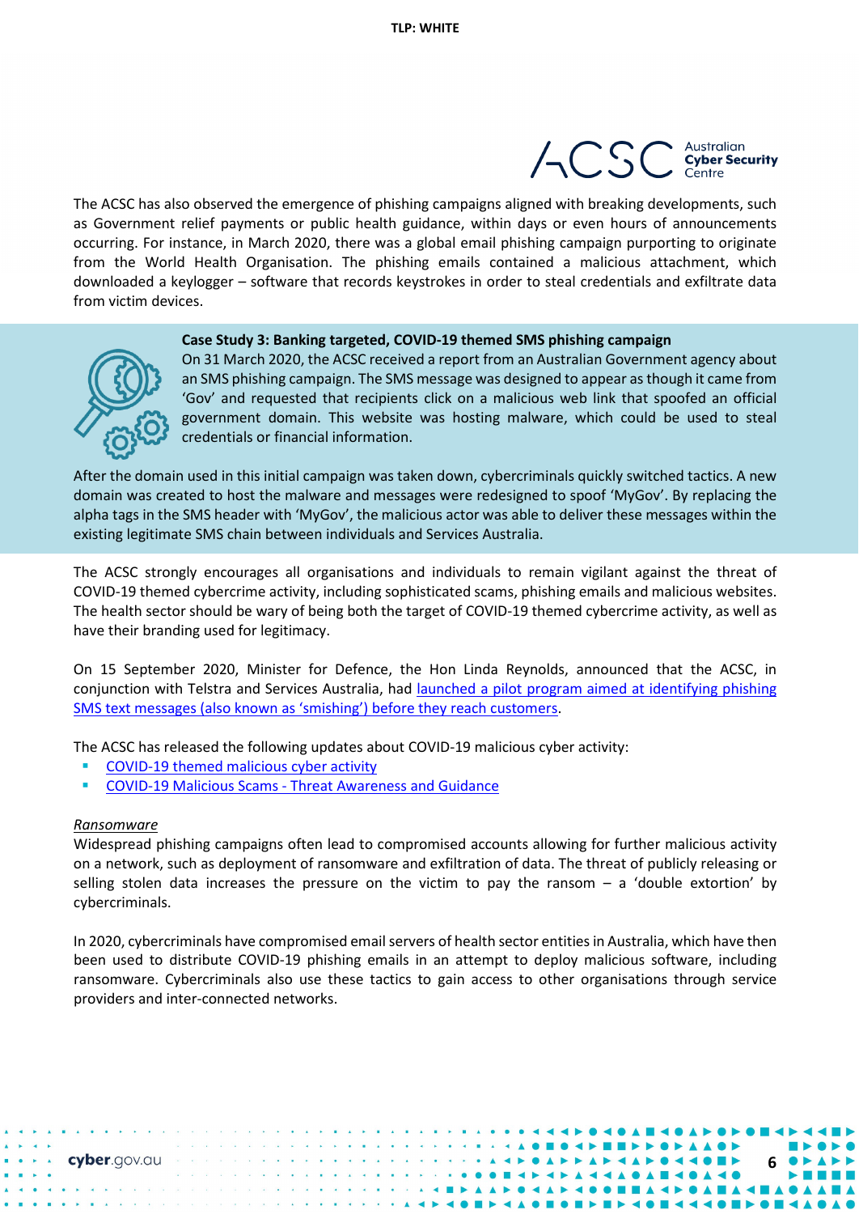The ACSC has also observed the emergence of phishing campaigns aligned with breaking developments, such as Government relief payments or public health guidance, within days or even hours of announcements occurring. For instance, in March 2020, there was a global email phishing campaign purporting to originate from the World Health Organisation. The phishing emails contained a malicious attachment, which downloaded a keylogger – software that records keystrokes in order to steal credentials and exfiltrate data from victim devices.

**Case Study 3: Banking targeted, COVID-19 themed SMS phishing campaign**

On 31 March 2020, the ACSC received a report from an Australian Government agency about an SMS phishing campaign. The SMS message was designed to appear as though it came from 'Gov' and requested that recipients click on a malicious web link that spoofed an official government domain. This website was hosting malware, which could be used to steal credentials or financial information.

After the domain used in this initial campaign was taken down, cybercriminals quickly switched tactics. A new domain was created to host the malware and messages were redesigned to spoof 'MyGov'. By replacing the alpha tags in the SMS header with 'MyGov', the malicious actor was able to deliver these messages within the existing legitimate SMS chain between individuals and Services Australia.

The ACSC strongly encourages all organisations and individuals to remain vigilant against the threat of COVID-19 themed cybercrime activity, including sophisticated scams, phishing emails and malicious websites. The health sector should be wary of being both the target of COVID-19 themed cybercrime activity, as well as have their branding used for legitimacy.

On 15 September 2020, Minister for Defence, the Hon Linda Reynolds, announced that the ACSC, in conjunction with Telstra and Services Australia, had launched a pilot program aimed at identifying phishing SMS text messages (also known as 'smishing') before they reach customers.

The ACSC has released the following updates about COVID-19 malicious cyber activity:

- COVID-19 themed malicious cyber activity
- COVID-19 Malicious Scams - Threat Awareness and Guidance

*Ransomware*

Widespread phishing campaigns often lead to compromised accounts allowing for further malicious activity on a network, such as deployment of ransomware and exfiltration of data. The threat of publicly releasing or selling stolen data increases the pressure on the victim to pay the ransom – a 'double extortion' by cybercriminals.

In 2020, cybercriminals have compromised email servers of health sector entities in Australia, which have then been used to distribute COVID-19 phishing emails in an attempt to deploy malicious software, including ransomware. Cybercriminals also use these tactics to gain access to other organisations through service providers and inter-connected networks.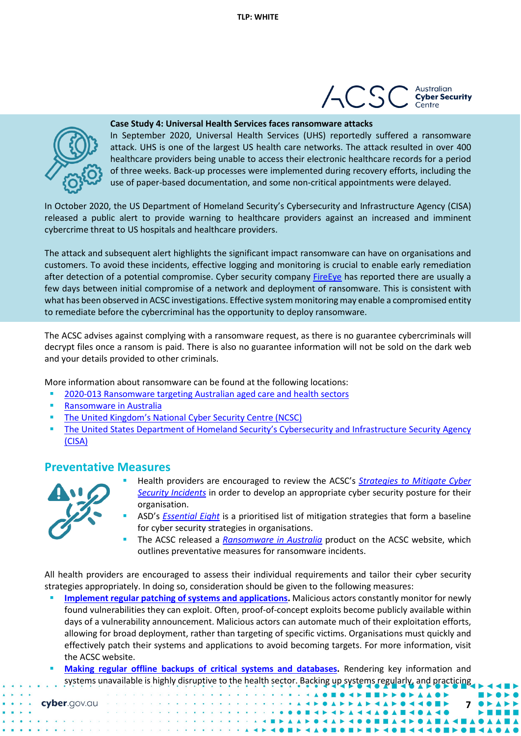**Case Study 4: Universal Health Services faces ransomware attacks**

In September 2020, Universal Health Services (UHS) reportedly suffered a ransomware attack. UHS is one of the largest US health care networks. The attack resulted in over 400 healthcare providers being unable to access their electronic healthcare records for a period of three weeks. Back-up processes were implemented during recovery efforts, including the use of paper-based documentation, and some non-critical appointments were delayed.

In October 2020, the US Department of Homeland Security's Cybersecurity and Infrastructure Agency (CISA) released a public alert to provide warning to healthcare providers against an increased and imminent cybercrime threat to US hospitals and healthcare providers.

The attack and subsequent alert highlights the significant impact ransomware can have on organisations and customers. To avoid these incidents, effective logging and monitoring is crucial to enable early remediation after detection of a potential compromise. Cyber security company FireEye has reported there are usually a few days between initial compromise of a network and deployment of ransomware. This is consistent with what has been observed in ACSC investigations. Effective system monitoring may enable a compromised entity to remediate before the cybercriminal has the opportunity to deploy ransomware.

The ACSC advises against complying with a ransomware request, as there is no guarantee cybercriminals will decrypt files once a ransom is paid. There is also no guarantee information will not be sold on the dark web and your details provided to other criminals.

More information about ransomware can be found at the following locations:

- 2020-013 Ransomware targeting Australian aged care and health sectors
- Ransomware in Australia
- The United Kingdom's National Cyber Security Centre (NCSC)
- The United States Department of Homeland Security's Cybersecurity and Infrastructure Security Agency (CISA)

## Preventative Measures

- Health providers are encouraged to review the ACSC's *Strategies to Mitigate Cyber Security Incidents* in order to develop an appropriate cyber security posture for their organisation.
- ASD's *Essential Eight* is a prioritised list of mitigation strategies that form a baseline for cyber security strategies in organisations.
- The ACSC released a *Ransomware in Australia* product on the ACSC website, which outlines preventative measures for ransomware incidents.

All health providers are encouraged to assess their individual requirements and tailor their cyber security strategies appropriately. In doing so, consideration should be given to the following measures:

- **Implement regular patching of systems and applications.** Malicious actors constantly monitor for newly found vulnerabilities they can exploit. Often, proof-of-concept exploits become publicly available within days of a vulnerability announcement. Malicious actors can automate much of their exploitation efforts, allowing for broad deployment, rather than targeting of specific victims. Organisations must quickly and effectively patch their systems and applications to avoid becoming targets. For more information, visit the ACSC website.
- **Making regular offline backups of critical systems and databases.** Rendering key information and systems unavailable is highly disruptive to the health sector. Backing up systems regularly, and practicing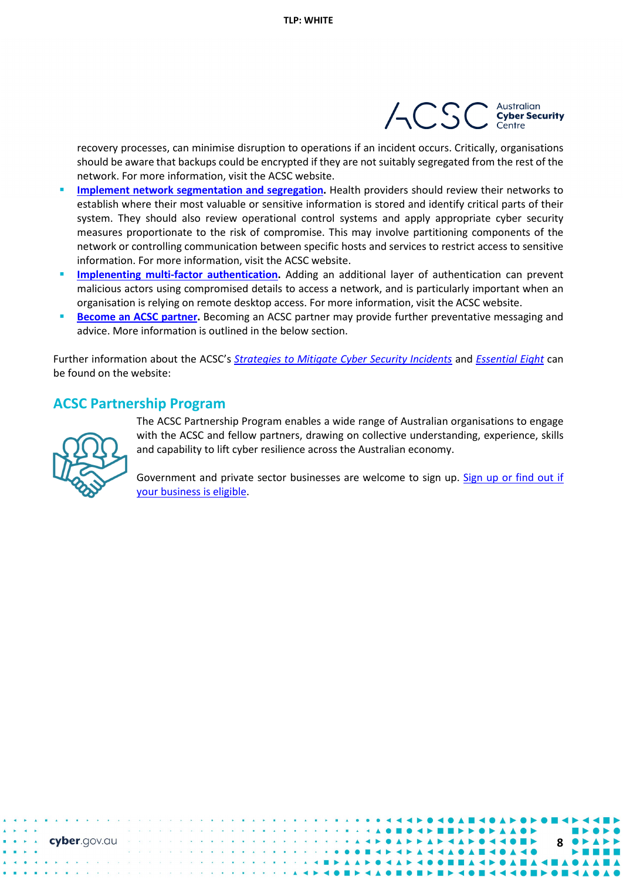recovery processes, can minimise disruption to operations if an incident occurs. Critically, organisations should be aware that backups could be encrypted if they are not suitably segregated from the rest of the network. For more information, visit the ACSC website.

- **Implement network segmentation and segregation.** Health providers should review their networks to establish where their most valuable or sensitive information is stored and identify critical parts of their system. They should also review operational control systems and apply appropriate cyber security measures proportionate to the risk of compromise. This may involve partitioning components of the network or controlling communication between specific hosts and services to restrict access to sensitive information. For more information, visit the ACSC website.
- **Implenenting multi-factor authentication.** Adding an additional layer of authentication can prevent malicious actors using compromised details to access a network, and is particularly important when an organisation is relying on remote desktop access. For more information, visit the ACSC website.
- **Become an ACSC partner.** Becoming an ACSC partner may provide further preventative messaging and advice. More information is outlined in the below section.

Further information about the ACSC's *Strategies to Mitigate Cyber Security Incidents* and *Essential Eight* can be found on the website:

## ACSC Partnership Program

The ACSC Partnership Program enables a wide range of Australian organisations to engage with the ACSC and fellow partners, drawing on collective understanding, experience, skills and capability to lift cyber resilience across the Australian economy.

Government and private sector businesses are welcome to sign up. Sign up or find out if your business is eligible.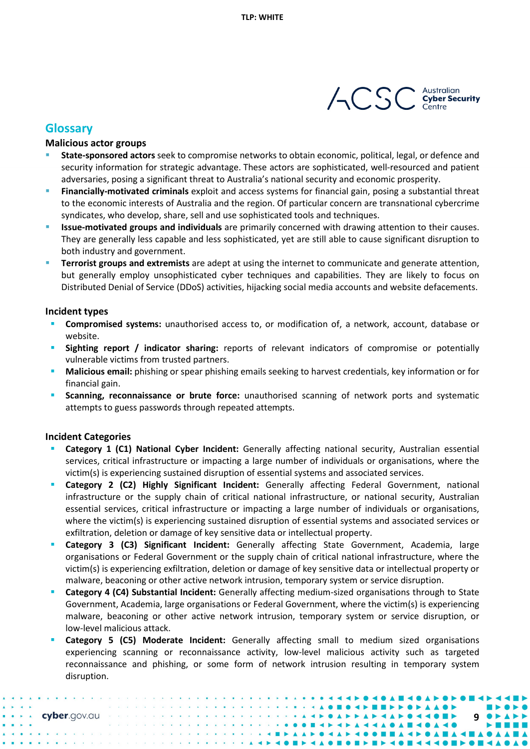## Glossary

### Malicious actor groups

- **State-sponsored actors** seek to compromise networks to obtain economic, political, legal, or defence and security information for strategic advantage. These actors are sophisticated, well-resourced and patient adversaries, posing a significant threat to Australia's national security and economic prosperity.
- **Financially-motivated criminals** exploit and access systems for financial gain, posing a substantial threat to the economic interests of Australia and the region. Of particular concern are transnational cybercrime syndicates, who develop, share, sell and use sophisticated tools and techniques.
- **Issue-motivated groups and individuals** are primarily concerned with drawing attention to their causes. They are generally less capable and less sophisticated, yet are still able to cause significant disruption to both industry and government.
- **Terrorist groups and extremists** are adept at using the internet to communicate and generate attention, but generally employ unsophisticated cyber techniques and capabilities. They are likely to focus on Distributed Denial of Service (DDoS) activities, hijacking social media accounts and website defacements.

### Incident types

- **Compromised systems:** unauthorised access to, or modification of, a network, account, database or website.
- **Sighting report / indicator sharing:** reports of relevant indicators of compromise or potentially vulnerable victims from trusted partners.
- **Malicious email:** phishing or spear phishing emails seeking to harvest credentials, key information or for financial gain.
- **Scanning, reconnaissance or brute force:** unauthorised scanning of network ports and systematic attempts to guess passwords through repeated attempts.

### Incident Categories

- **Category 1 (C1) National Cyber Incident:** Generally affecting national security, Australian essential services, critical infrastructure or impacting a large number of individuals or organisations, where the victim(s) is experiencing sustained disruption of essential systems and associated services.
- **Category 2 (C2) Highly Significant Incident:** Generally affecting Federal Government, national infrastructure or the supply chain of critical national infrastructure, or national security, Australian essential services, critical infrastructure or impacting a large number of individuals or organisations, where the victim(s) is experiencing sustained disruption of essential systems and associated services or exfiltration, deletion or damage of key sensitive data or intellectual property.
- **Category 3 (C3) Significant Incident:** Generally affecting State Government, Academia, large organisations or Federal Government or the supply chain of critical national infrastructure, where the victim(s) is experiencing exfiltration, deletion or damage of key sensitive data or intellectual property or malware, beaconing or other active network intrusion, temporary system or service disruption.
- **Category 4 (C4) Substantial Incident:** Generally affecting medium-sized organisations through to State Government, Academia, large organisations or Federal Government, where the victim(s) is experiencing malware, beaconing or other active network intrusion, temporary system or service disruption, or low-level malicious attack.
- **Category 5 (C5) Moderate Incident:** Generally affecting small to medium sized organisations experiencing scanning or reconnaissance activity, low-level malicious activity such as targeted reconnaissance and phishing, or some form of network intrusion resulting in temporary system disruption.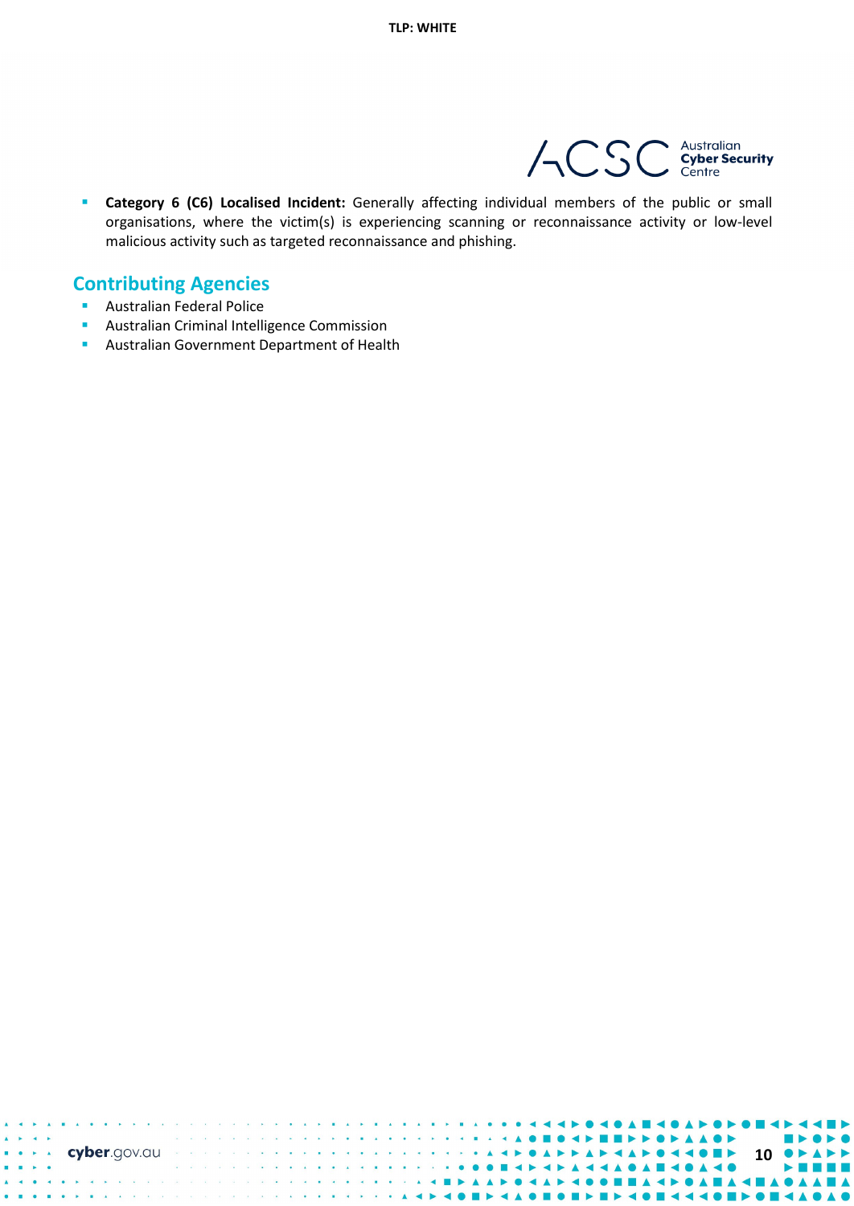- **Category 6 (C6) Localised Incident:** Generally affecting individual members of the public or small organisations, where the victim(s) is experiencing scanning or reconnaissance activity or low-level malicious activity such as targeted reconnaissance and phishing.

## Contributing Agencies

- Australian Federal Police
- Australian Criminal Intelligence Commission
- Australian Government Department of Health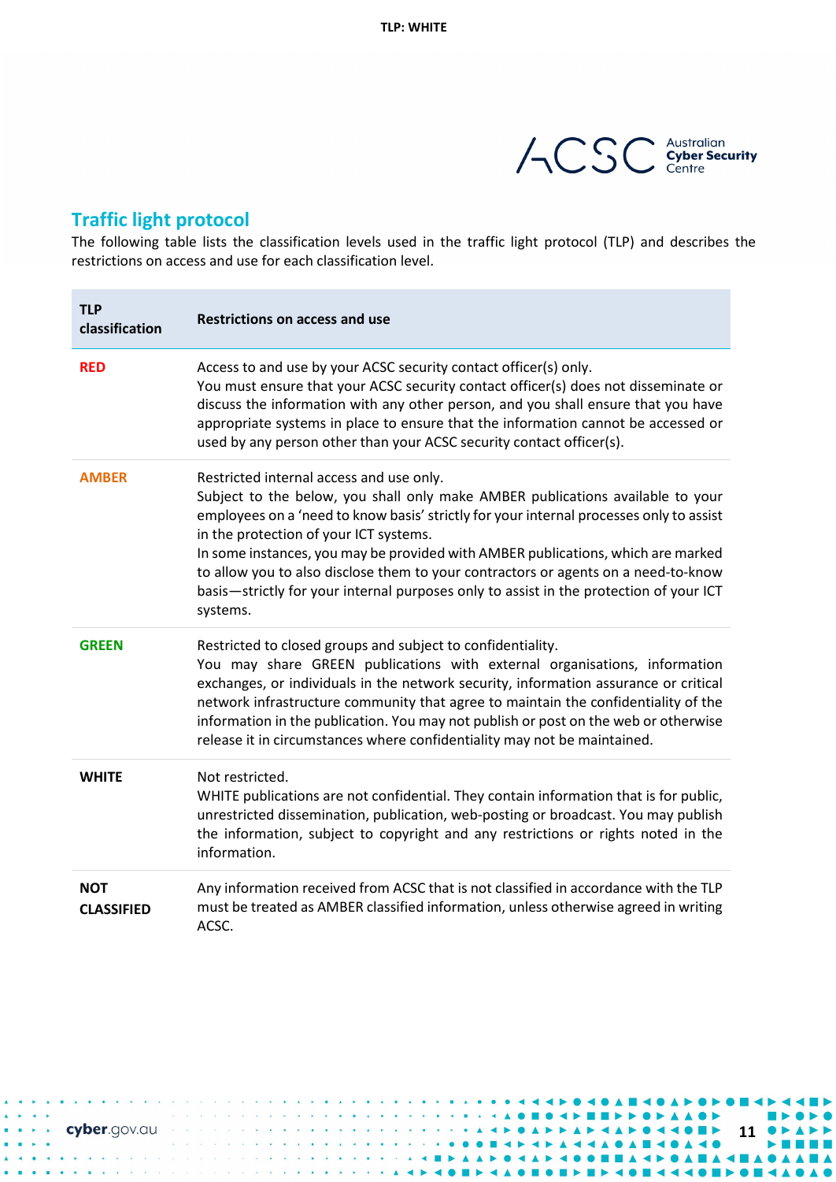## Traffic light protocol

The following table lists the classification levels used in the traffic light protocol (TLP) and describes the restrictions on access and use for each classification level.

| TLP classification | Restrictions on access and use |
| --- | --- |
| **RED** | Access to and use by your ACSC security contact officer(s) only. You must ensure that your ACSC security contact officer(s) does not disseminate or discuss the information with any other person, and you shall ensure that you have appropriate systems in place to ensure that the information cannot be accessed or used by any person other than your ACSC security contact officer(s). |
| **AMBER** | Restricted internal access and use only. Subject to the below, you shall only make AMBER publications available to your employees on a 'need to know basis' strictly for your internal processes only to assist in the protection of your ICT systems. In some instances, you may be provided with AMBER publications, which are marked to allow you to also disclose them to your contractors or agents on a need-to-know basis—strictly for your internal purposes only to assist in the protection of your ICT systems. |
| **GREEN** | Restricted to closed groups and subject to confidentiality. You may share GREEN publications with external organisations, information exchanges, or individuals in the network security, information assurance or critical network infrastructure community that agree to maintain the confidentiality of the information in the publication. You may not publish or post on the web or otherwise release it in circumstances where confidentiality may not be maintained. |
| **WHITE** | Not restricted. WHITE publications are not confidential. They contain information that is for public, unrestricted dissemination, publication, web-posting or broadcast. You may publish the information, subject to copyright and any restrictions or rights noted in the information. |
| **NOT CLASSIFIED** | Any information received from ACSC that is not classified in accordance with the TLP must be treated as AMBER classified information, unless otherwise agreed in writing ACSC. |